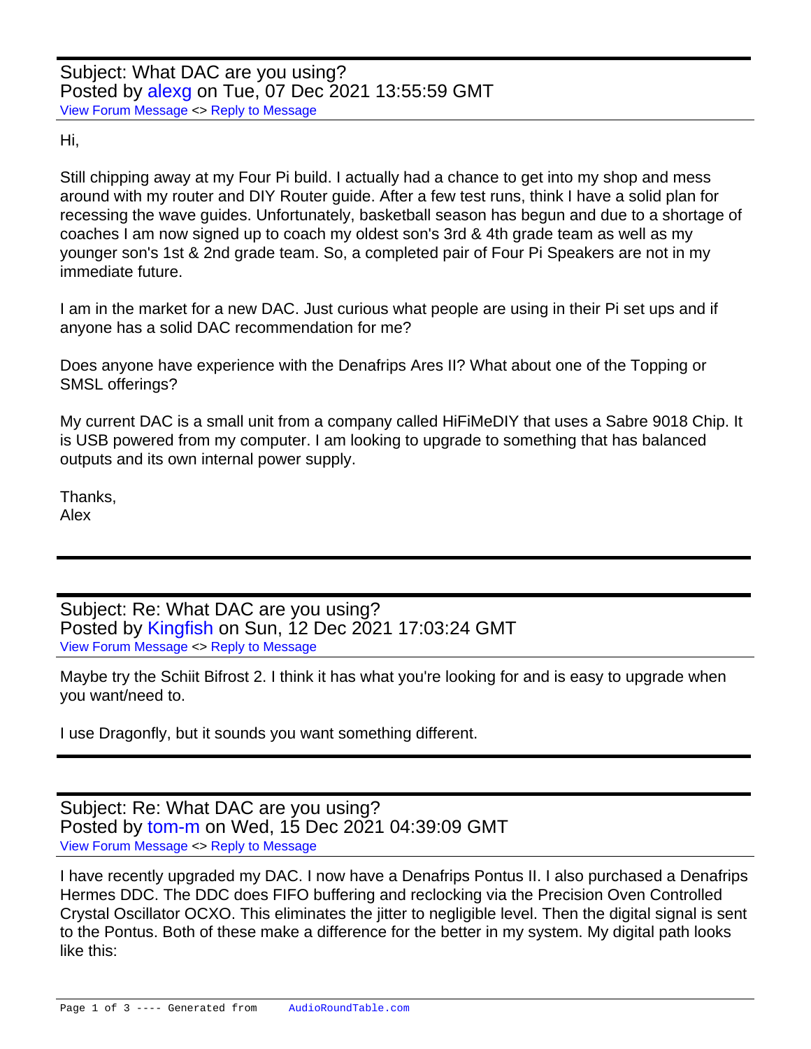Subject: What DAC are you using?
Posted by alexg on Tue, 07 Dec 2021 13:55:59 GMT
View Forum Message <> Reply to Message

Hi,

Still chipping away at my Four Pi build. I actually had a chance to get into my shop and mess around with my router and DIY Router guide. After a few test runs, think I have a solid plan for recessing the wave guides. Unfortunately, basketball season has begun and due to a shortage of coaches I am now signed up to coach my oldest son's 3rd & 4th grade team as well as my younger son's 1st & 2nd grade team. So, a completed pair of Four Pi Speakers are not in my immediate future.

I am in the market for a new DAC. Just curious what people are using in their Pi set ups and if anyone has a solid DAC recommendation for me?

Does anyone have experience with the Denafrips Ares II? What about one of the Topping or SMSL offerings?

My current DAC is a small unit from a company called HiFiMeDIY that uses a Sabre 9018 Chip. It is USB powered from my computer. I am looking to upgrade to something that has balanced outputs and its own internal power supply.

Thanks,
Alex

---

Subject: Re: What DAC are you using?
Posted by Kingfish on Sun, 12 Dec 2021 17:03:24 GMT
View Forum Message <> Reply to Message

Maybe try the Schiit Bifrost 2. I think it has what you're looking for and is easy to upgrade when you want/need to.

I use Dragonfly, but it sounds you want something different.

---

Subject: Re: What DAC are you using?
Posted by tom-m on Wed, 15 Dec 2021 04:39:09 GMT
View Forum Message <> Reply to Message

I have recently upgraded my DAC. I now have a Denafrips Pontus II. I also purchased a Denafrips Hermes DDC. The DDC does FIFO buffering and reclocking via the Precision Oven Controlled Crystal Oscillator OCXO. This eliminates the jitter to negligible level. Then the digital signal is sent to the Pontus. Both of these make a difference for the better in my system. My digital path looks like this: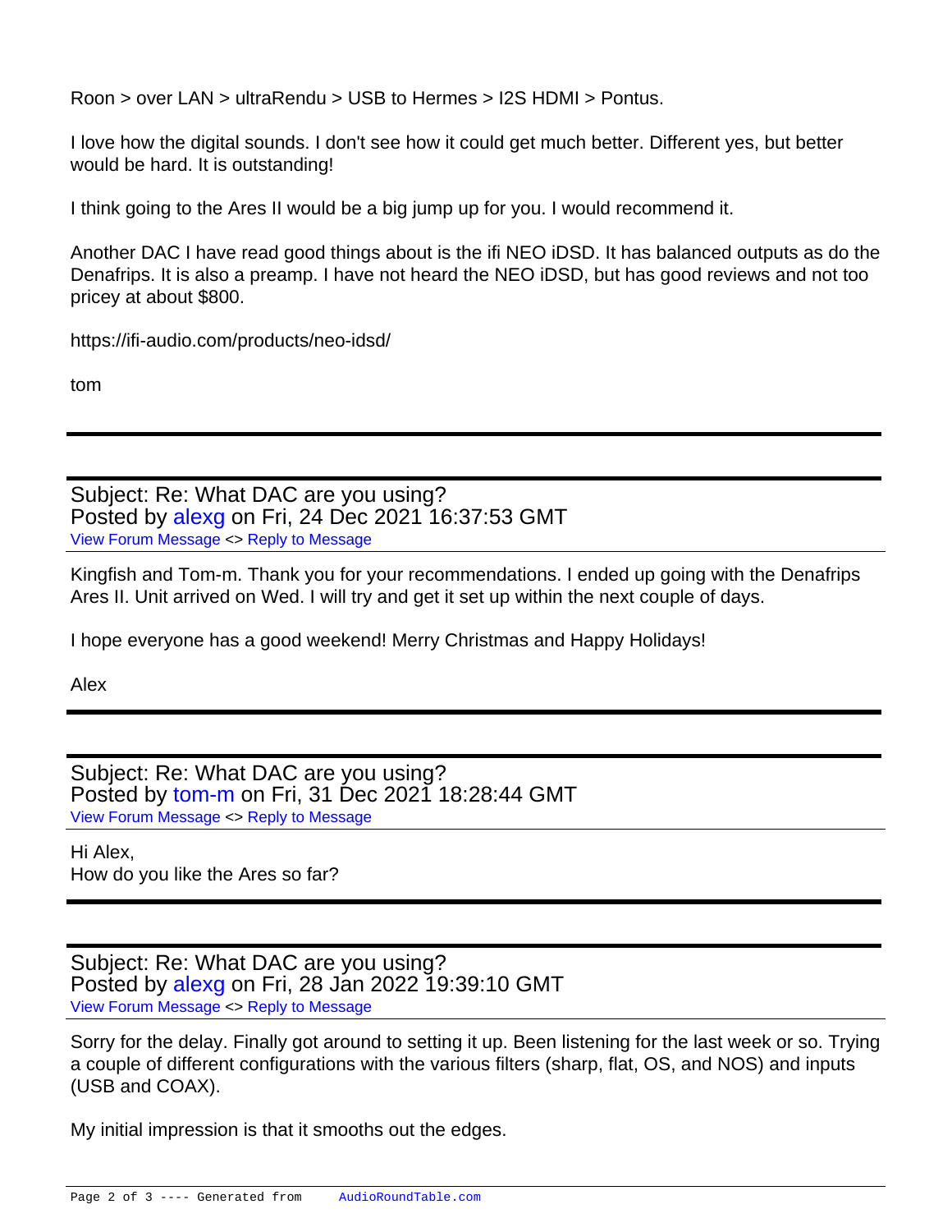Roon > over LAN > ultraRendu > USB to Hermes > I2S HDMI > Pontus.

I love how the digital sounds. I don't see how it could get much better. Different yes, but better would be hard. It is outstanding!

I think going to the Ares II would be a big jump up for you. I would recommend it.

Another DAC I have read good things about is the ifi NEO iDSD. It has balanced outputs as do the Denafrips. It is also a preamp. I have not heard the NEO iDSD, but has good reviews and not too pricey at about $800.

https://ifi-audio.com/products/neo-idsd/

tom

---

Subject: Re: What DAC are you using?
Posted by alexg on Fri, 24 Dec 2021 16:37:53 GMT
View Forum Message <> Reply to Message

Kingfish and Tom-m. Thank you for your recommendations. I ended up going with the Denafrips Ares II. Unit arrived on Wed. I will try and get it set up within the next couple of days.

I hope everyone has a good weekend! Merry Christmas and Happy Holidays!

Alex

---

Subject: Re: What DAC are you using?
Posted by tom-m on Fri, 31 Dec 2021 18:28:44 GMT
View Forum Message <> Reply to Message

Hi Alex,
How do you like the Ares so far?

---

Subject: Re: What DAC are you using?
Posted by alexg on Fri, 28 Jan 2022 19:39:10 GMT
View Forum Message <> Reply to Message

Sorry for the delay. Finally got around to setting it up. Been listening for the last week or so. Trying a couple of different configurations with the various filters (sharp, flat, OS, and NOS) and inputs (USB and COAX).

My initial impression is that it smooths out the edges.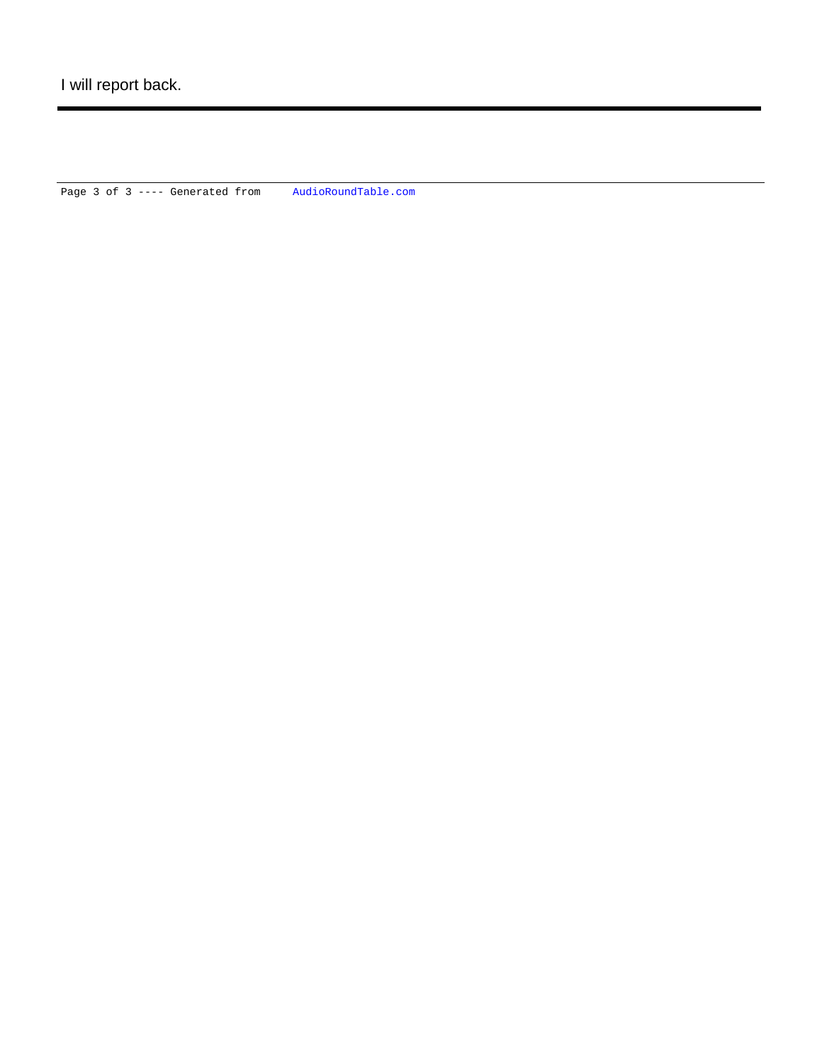I will report back.

---